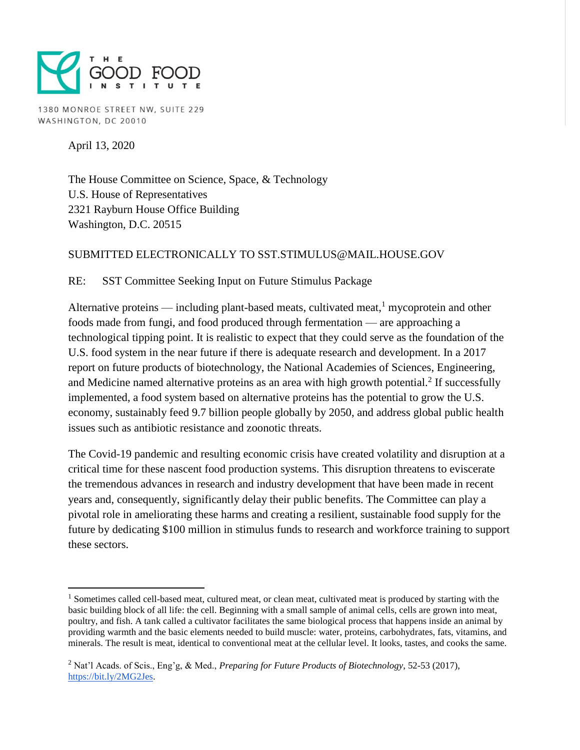THE GOOD FOOD INSTITUTE

1380 MONROE STREET NW, SUITE 229
WASHINGTON, DC 20010

April 13, 2020

The House Committee on Science, Space, & Technology
U.S. House of Representatives
2321 Rayburn House Office Building
Washington, D.C. 20515

SUBMITTED ELECTRONICALLY TO SST.STIMULUS@MAIL.HOUSE.GOV

RE: SST Committee Seeking Input on Future Stimulus Package

Alternative proteins — including plant-based meats, cultivated meat,[1] mycoprotein and other foods made from fungi, and food produced through fermentation — are approaching a technological tipping point. It is realistic to expect that they could serve as the foundation of the U.S. food system in the near future if there is adequate research and development. In a 2017 report on future products of biotechnology, the National Academies of Sciences, Engineering, and Medicine named alternative proteins as an area with high growth potential.[2] If successfully implemented, a food system based on alternative proteins has the potential to grow the U.S. economy, sustainably feed 9.7 billion people globally by 2050, and address global public health issues such as antibiotic resistance and zoonotic threats.

The Covid-19 pandemic and resulting economic crisis have created volatility and disruption at a critical time for these nascent food production systems. This disruption threatens to eviscerate the tremendous advances in research and industry development that have been made in recent years and, consequently, significantly delay their public benefits. The Committee can play a pivotal role in ameliorating these harms and creating a resilient, sustainable food supply for the future by dedicating $100 million in stimulus funds to research and workforce training to support these sectors.

---

[1] Sometimes called cell-based meat, cultured meat, or clean meat, cultivated meat is produced by starting with the basic building block of all life: the cell. Beginning with a small sample of animal cells, cells are grown into meat, poultry, and fish. A tank called a cultivator facilitates the same biological process that happens inside an animal by providing warmth and the basic elements needed to build muscle: water, proteins, carbohydrates, fats, vitamins, and minerals. The result is meat, identical to conventional meat at the cellular level. It looks, tastes, and cooks the same.

[2] Nat'l Acads. of Scis., Eng'g, & Med., *Preparing for Future Products of Biotechnology*, 52-53 (2017), https://bit.ly/2MG2Jes.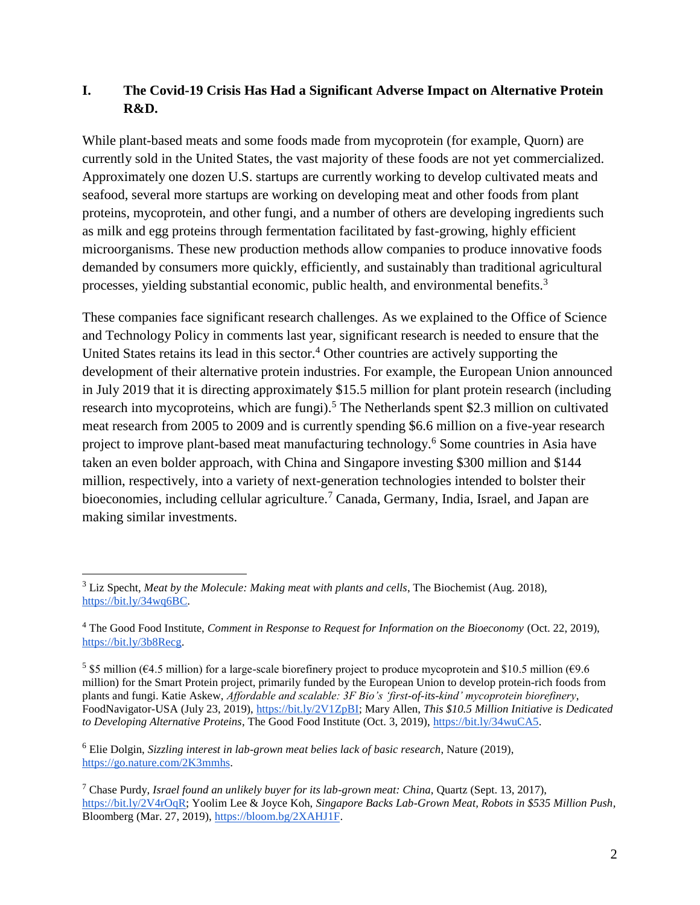## I. The Covid-19 Crisis Has Had a Significant Adverse Impact on Alternative Protein R&D.

While plant-based meats and some foods made from mycoprotein (for example, Quorn) are currently sold in the United States, the vast majority of these foods are not yet commercialized. Approximately one dozen U.S. startups are currently working to develop cultivated meats and seafood, several more startups are working on developing meat and other foods from plant proteins, mycoprotein, and other fungi, and a number of others are developing ingredients such as milk and egg proteins through fermentation facilitated by fast-growing, highly efficient microorganisms. These new production methods allow companies to produce innovative foods demanded by consumers more quickly, efficiently, and sustainably than traditional agricultural processes, yielding substantial economic, public health, and environmental benefits.[3]

These companies face significant research challenges. As we explained to the Office of Science and Technology Policy in comments last year, significant research is needed to ensure that the United States retains its lead in this sector.[4] Other countries are actively supporting the development of their alternative protein industries. For example, the European Union announced in July 2019 that it is directing approximately $15.5 million for plant protein research (including research into mycoproteins, which are fungi).[5] The Netherlands spent $2.3 million on cultivated meat research from 2005 to 2009 and is currently spending $6.6 million on a five-year research project to improve plant-based meat manufacturing technology.[6] Some countries in Asia have taken an even bolder approach, with China and Singapore investing $300 million and $144 million, respectively, into a variety of next-generation technologies intended to bolster their bioeconomies, including cellular agriculture.[7] Canada, Germany, India, Israel, and Japan are making similar investments.

---

[3] Liz Specht, *Meat by the Molecule: Making meat with plants and cells*, The Biochemist (Aug. 2018), https://bit.ly/34wq6BC.

[4] The Good Food Institute, *Comment in Response to Request for Information on the Bioeconomy* (Oct. 22, 2019), https://bit.ly/3b8Recg.

[5] $5 million (€4.5 million) for a large-scale biorefinery project to produce mycoprotein and $10.5 million (€9.6 million) for the Smart Protein project, primarily funded by the European Union to develop protein-rich foods from plants and fungi. Katie Askew, *Affordable and scalable: 3F Bio's 'first-of-its-kind' mycoprotein biorefinery*, FoodNavigator-USA (July 23, 2019), https://bit.ly/2V1ZpBI; Mary Allen, *This $10.5 Million Initiative is Dedicated to Developing Alternative Proteins*, The Good Food Institute (Oct. 3, 2019), https://bit.ly/34wuCA5.

[6] Elie Dolgin, *Sizzling interest in lab-grown meat belies lack of basic research*, Nature (2019), https://go.nature.com/2K3mmhs.

[7] Chase Purdy, *Israel found an unlikely buyer for its lab-grown meat: China*, Quartz (Sept. 13, 2017), https://bit.ly/2V4rOqR; Yoolim Lee & Joyce Koh, *Singapore Backs Lab-Grown Meat, Robots in $535 Million Push*, Bloomberg (Mar. 27, 2019), https://bloom.bg/2XAHJ1F.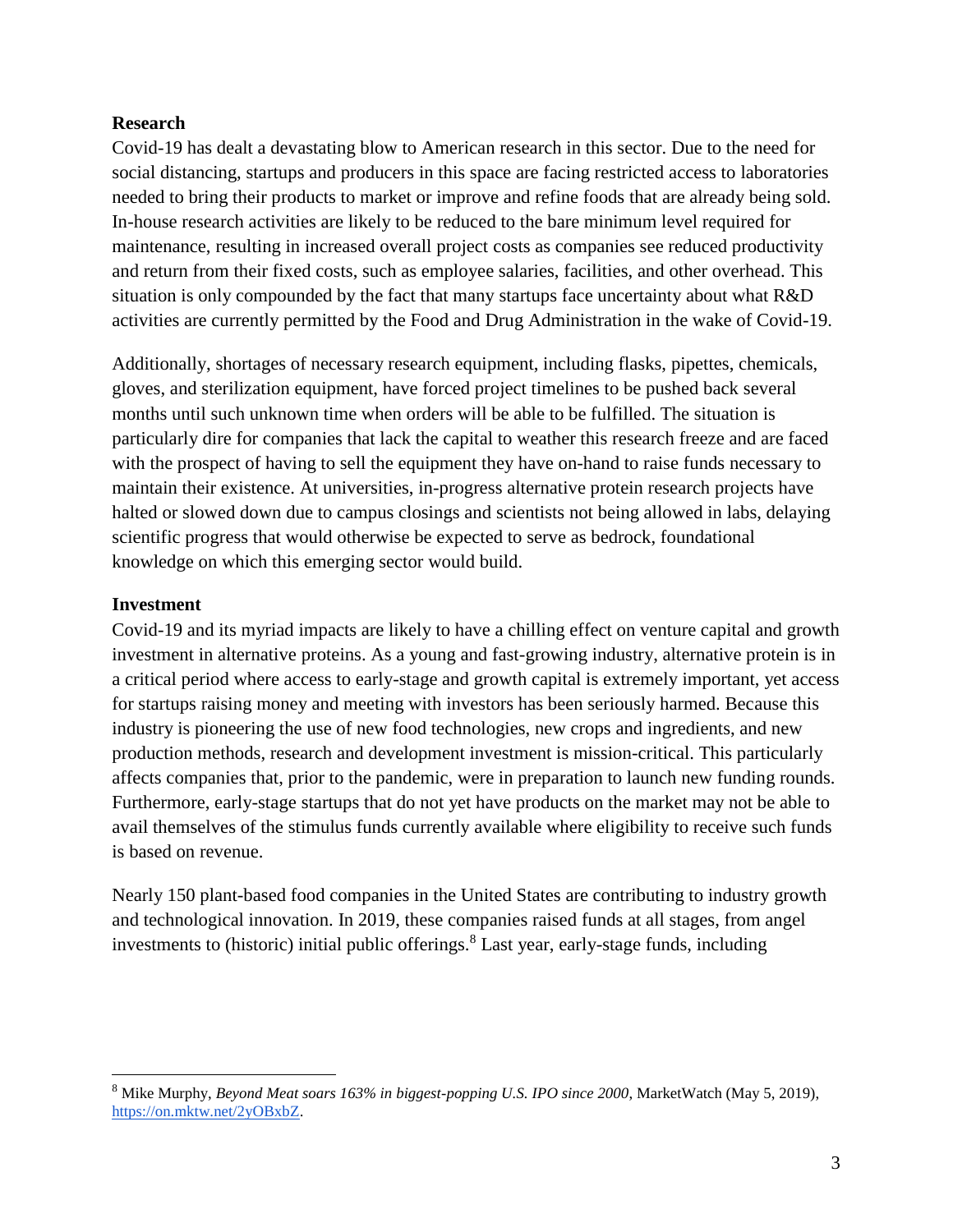## Research

Covid-19 has dealt a devastating blow to American research in this sector. Due to the need for social distancing, startups and producers in this space are facing restricted access to laboratories needed to bring their products to market or improve and refine foods that are already being sold. In-house research activities are likely to be reduced to the bare minimum level required for maintenance, resulting in increased overall project costs as companies see reduced productivity and return from their fixed costs, such as employee salaries, facilities, and other overhead. This situation is only compounded by the fact that many startups face uncertainty about what R&D activities are currently permitted by the Food and Drug Administration in the wake of Covid-19.

Additionally, shortages of necessary research equipment, including flasks, pipettes, chemicals, gloves, and sterilization equipment, have forced project timelines to be pushed back several months until such unknown time when orders will be able to be fulfilled. The situation is particularly dire for companies that lack the capital to weather this research freeze and are faced with the prospect of having to sell the equipment they have on-hand to raise funds necessary to maintain their existence. At universities, in-progress alternative protein research projects have halted or slowed down due to campus closings and scientists not being allowed in labs, delaying scientific progress that would otherwise be expected to serve as bedrock, foundational knowledge on which this emerging sector would build.

## Investment

Covid-19 and its myriad impacts are likely to have a chilling effect on venture capital and growth investment in alternative proteins. As a young and fast-growing industry, alternative protein is in a critical period where access to early-stage and growth capital is extremely important, yet access for startups raising money and meeting with investors has been seriously harmed. Because this industry is pioneering the use of new food technologies, new crops and ingredients, and new production methods, research and development investment is mission-critical. This particularly affects companies that, prior to the pandemic, were in preparation to launch new funding rounds. Furthermore, early-stage startups that do not yet have products on the market may not be able to avail themselves of the stimulus funds currently available where eligibility to receive such funds is based on revenue.

Nearly 150 plant-based food companies in the United States are contributing to industry growth and technological innovation. In 2019, these companies raised funds at all stages, from angel investments to (historic) initial public offerings.[8] Last year, early-stage funds, including

---

[8] Mike Murphy, *Beyond Meat soars 163% in biggest-popping U.S. IPO since 2000*, MarketWatch (May 5, 2019), https://on.mktw.net/2yOBxbZ.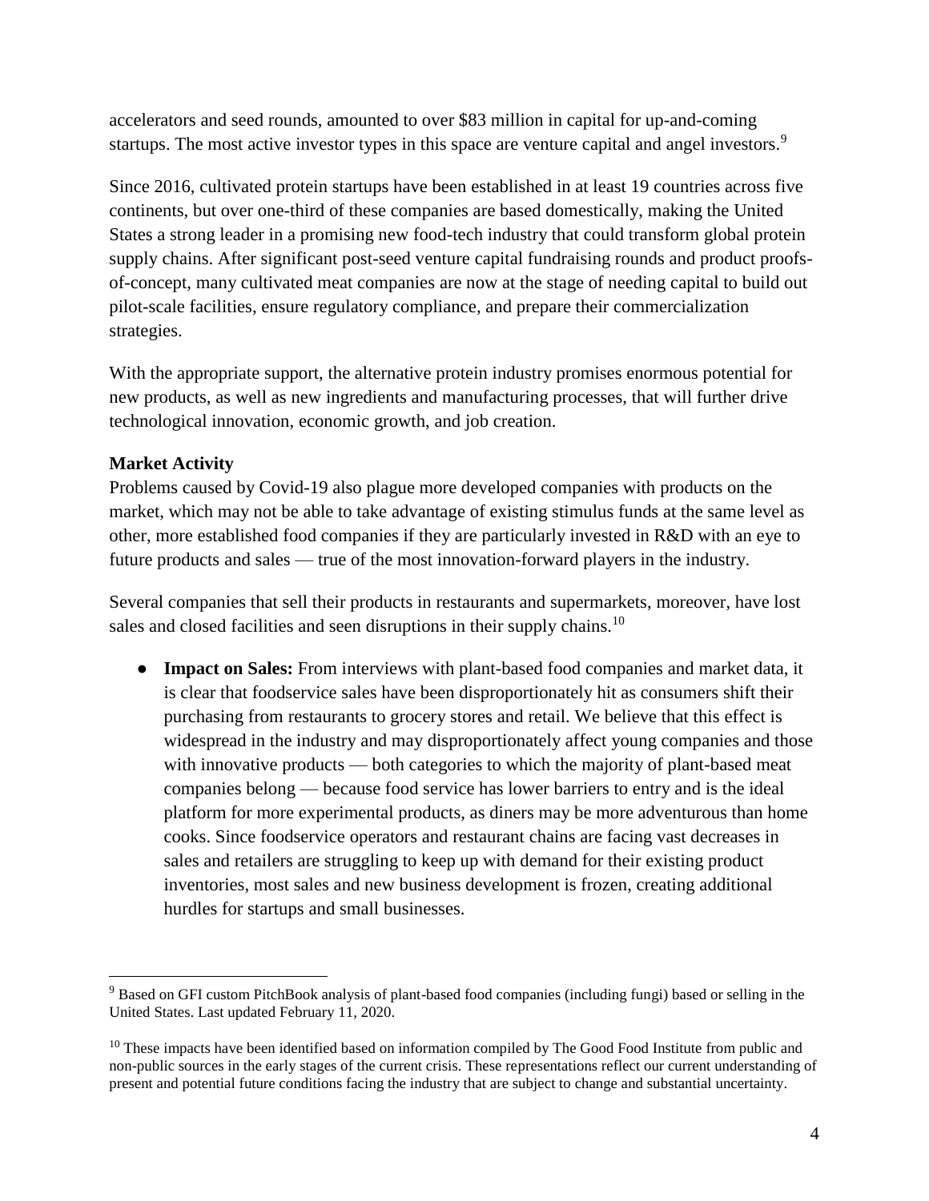accelerators and seed rounds, amounted to over $83 million in capital for up-and-coming startups. The most active investor types in this space are venture capital and angel investors.[9]

Since 2016, cultivated protein startups have been established in at least 19 countries across five continents, but over one-third of these companies are based domestically, making the United States a strong leader in a promising new food-tech industry that could transform global protein supply chains. After significant post-seed venture capital fundraising rounds and product proofs-of-concept, many cultivated meat companies are now at the stage of needing capital to build out pilot-scale facilities, ensure regulatory compliance, and prepare their commercialization strategies.

With the appropriate support, the alternative protein industry promises enormous potential for new products, as well as new ingredients and manufacturing processes, that will further drive technological innovation, economic growth, and job creation.

**Market Activity**

Problems caused by Covid-19 also plague more developed companies with products on the market, which may not be able to take advantage of existing stimulus funds at the same level as other, more established food companies if they are particularly invested in R&D with an eye to future products and sales — true of the most innovation-forward players in the industry.

Several companies that sell their products in restaurants and supermarkets, moreover, have lost sales and closed facilities and seen disruptions in their supply chains.[10]

- **Impact on Sales:** From interviews with plant-based food companies and market data, it is clear that foodservice sales have been disproportionately hit as consumers shift their purchasing from restaurants to grocery stores and retail. We believe that this effect is widespread in the industry and may disproportionately affect young companies and those with innovative products — both categories to which the majority of plant-based meat companies belong — because food service has lower barriers to entry and is the ideal platform for more experimental products, as diners may be more adventurous than home cooks. Since foodservice operators and restaurant chains are facing vast decreases in sales and retailers are struggling to keep up with demand for their existing product inventories, most sales and new business development is frozen, creating additional hurdles for startups and small businesses.

---

[9] Based on GFI custom PitchBook analysis of plant-based food companies (including fungi) based or selling in the United States. Last updated February 11, 2020.

[10] These impacts have been identified based on information compiled by The Good Food Institute from public and non-public sources in the early stages of the current crisis. These representations reflect our current understanding of present and potential future conditions facing the industry that are subject to change and substantial uncertainty.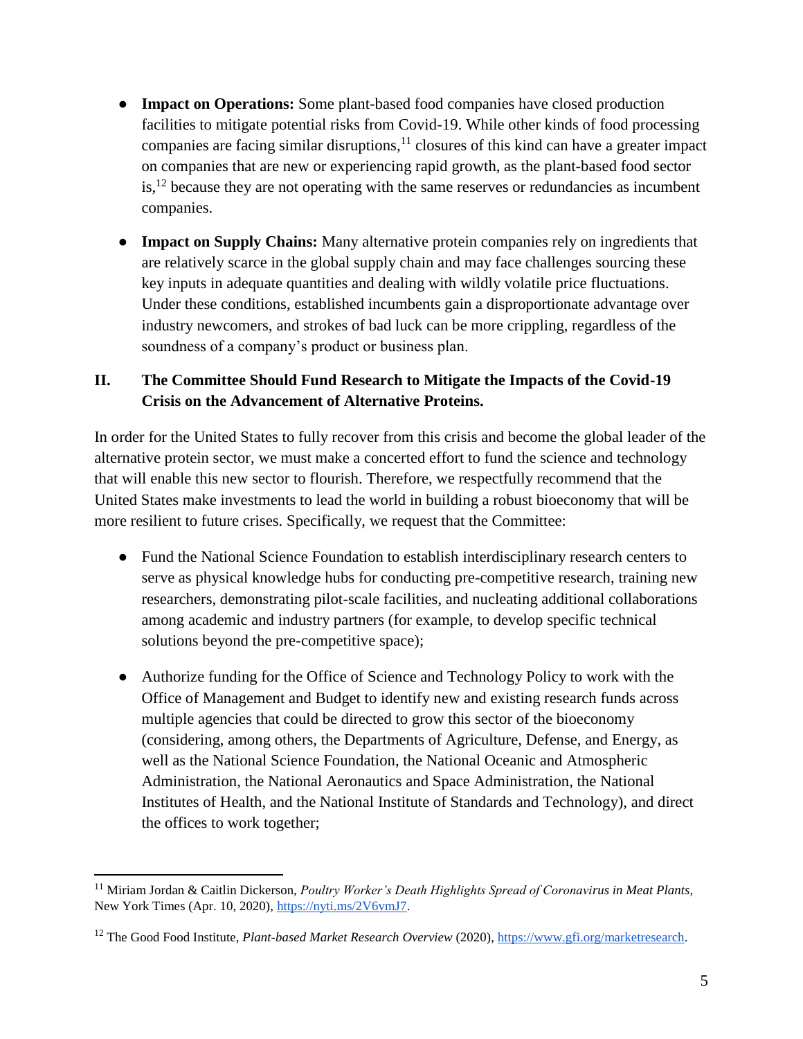- **Impact on Operations:** Some plant-based food companies have closed production facilities to mitigate potential risks from Covid-19. While other kinds of food processing companies are facing similar disruptions,[11] closures of this kind can have a greater impact on companies that are new or experiencing rapid growth, as the plant-based food sector is,[12] because they are not operating with the same reserves or redundancies as incumbent companies.

- **Impact on Supply Chains:** Many alternative protein companies rely on ingredients that are relatively scarce in the global supply chain and may face challenges sourcing these key inputs in adequate quantities and dealing with wildly volatile price fluctuations. Under these conditions, established incumbents gain a disproportionate advantage over industry newcomers, and strokes of bad luck can be more crippling, regardless of the soundness of a company's product or business plan.

## II. The Committee Should Fund Research to Mitigate the Impacts of the Covid-19 Crisis on the Advancement of Alternative Proteins.

In order for the United States to fully recover from this crisis and become the global leader of the alternative protein sector, we must make a concerted effort to fund the science and technology that will enable this new sector to flourish. Therefore, we respectfully recommend that the United States make investments to lead the world in building a robust bioeconomy that will be more resilient to future crises. Specifically, we request that the Committee:

- Fund the National Science Foundation to establish interdisciplinary research centers to serve as physical knowledge hubs for conducting pre-competitive research, training new researchers, demonstrating pilot-scale facilities, and nucleating additional collaborations among academic and industry partners (for example, to develop specific technical solutions beyond the pre-competitive space);

- Authorize funding for the Office of Science and Technology Policy to work with the Office of Management and Budget to identify new and existing research funds across multiple agencies that could be directed to grow this sector of the bioeconomy (considering, among others, the Departments of Agriculture, Defense, and Energy, as well as the National Science Foundation, the National Oceanic and Atmospheric Administration, the National Aeronautics and Space Administration, the National Institutes of Health, and the National Institute of Standards and Technology), and direct the offices to work together;

---

[11] Miriam Jordan & Caitlin Dickerson, *Poultry Worker's Death Highlights Spread of Coronavirus in Meat Plants*, New York Times (Apr. 10, 2020), https://nyti.ms/2V6vmJ7.

[12] The Good Food Institute, *Plant-based Market Research Overview* (2020), https://www.gfi.org/marketresearch.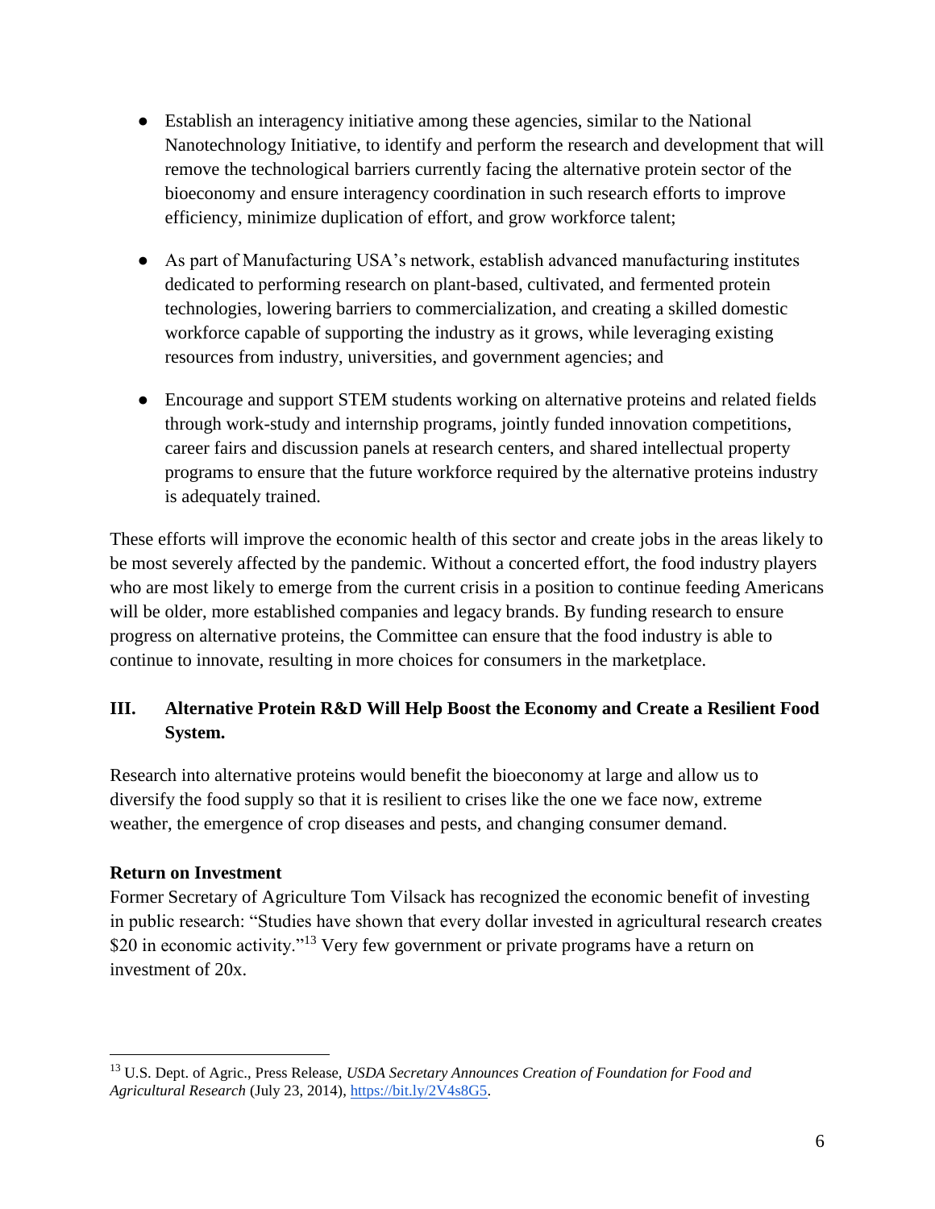- Establish an interagency initiative among these agencies, similar to the National Nanotechnology Initiative, to identify and perform the research and development that will remove the technological barriers currently facing the alternative protein sector of the bioeconomy and ensure interagency coordination in such research efforts to improve efficiency, minimize duplication of effort, and grow workforce talent;

- As part of Manufacturing USA's network, establish advanced manufacturing institutes dedicated to performing research on plant-based, cultivated, and fermented protein technologies, lowering barriers to commercialization, and creating a skilled domestic workforce capable of supporting the industry as it grows, while leveraging existing resources from industry, universities, and government agencies; and

- Encourage and support STEM students working on alternative proteins and related fields through work-study and internship programs, jointly funded innovation competitions, career fairs and discussion panels at research centers, and shared intellectual property programs to ensure that the future workforce required by the alternative proteins industry is adequately trained.

These efforts will improve the economic health of this sector and create jobs in the areas likely to be most severely affected by the pandemic. Without a concerted effort, the food industry players who are most likely to emerge from the current crisis in a position to continue feeding Americans will be older, more established companies and legacy brands. By funding research to ensure progress on alternative proteins, the Committee can ensure that the food industry is able to continue to innovate, resulting in more choices for consumers in the marketplace.

## III. Alternative Protein R&D Will Help Boost the Economy and Create a Resilient Food System.

Research into alternative proteins would benefit the bioeconomy at large and allow us to diversify the food supply so that it is resilient to crises like the one we face now, extreme weather, the emergence of crop diseases and pests, and changing consumer demand.

**Return on Investment**

Former Secretary of Agriculture Tom Vilsack has recognized the economic benefit of investing in public research: "Studies have shown that every dollar invested in agricultural research creates $20 in economic activity."[13] Very few government or private programs have a return on investment of 20x.

---

[13] U.S. Dept. of Agric., Press Release, *USDA Secretary Announces Creation of Foundation for Food and Agricultural Research* (July 23, 2014), https://bit.ly/2V4s8G5.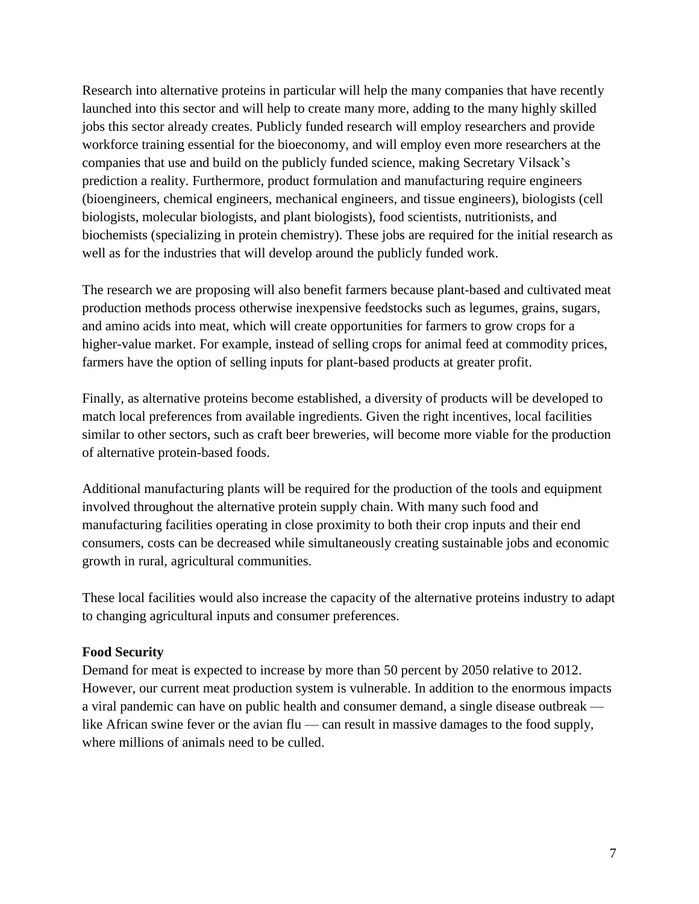Research into alternative proteins in particular will help the many companies that have recently launched into this sector and will help to create many more, adding to the many highly skilled jobs this sector already creates. Publicly funded research will employ researchers and provide workforce training essential for the bioeconomy, and will employ even more researchers at the companies that use and build on the publicly funded science, making Secretary Vilsack's prediction a reality. Furthermore, product formulation and manufacturing require engineers (bioengineers, chemical engineers, mechanical engineers, and tissue engineers), biologists (cell biologists, molecular biologists, and plant biologists), food scientists, nutritionists, and biochemists (specializing in protein chemistry). These jobs are required for the initial research as well as for the industries that will develop around the publicly funded work.

The research we are proposing will also benefit farmers because plant-based and cultivated meat production methods process otherwise inexpensive feedstocks such as legumes, grains, sugars, and amino acids into meat, which will create opportunities for farmers to grow crops for a higher-value market. For example, instead of selling crops for animal feed at commodity prices, farmers have the option of selling inputs for plant-based products at greater profit.

Finally, as alternative proteins become established, a diversity of products will be developed to match local preferences from available ingredients. Given the right incentives, local facilities similar to other sectors, such as craft beer breweries, will become more viable for the production of alternative protein-based foods.

Additional manufacturing plants will be required for the production of the tools and equipment involved throughout the alternative protein supply chain. With many such food and manufacturing facilities operating in close proximity to both their crop inputs and their end consumers, costs can be decreased while simultaneously creating sustainable jobs and economic growth in rural, agricultural communities.

These local facilities would also increase the capacity of the alternative proteins industry to adapt to changing agricultural inputs and consumer preferences.

**Food Security**

Demand for meat is expected to increase by more than 50 percent by 2050 relative to 2012. However, our current meat production system is vulnerable. In addition to the enormous impacts a viral pandemic can have on public health and consumer demand, a single disease outbreak — like African swine fever or the avian flu — can result in massive damages to the food supply, where millions of animals need to be culled.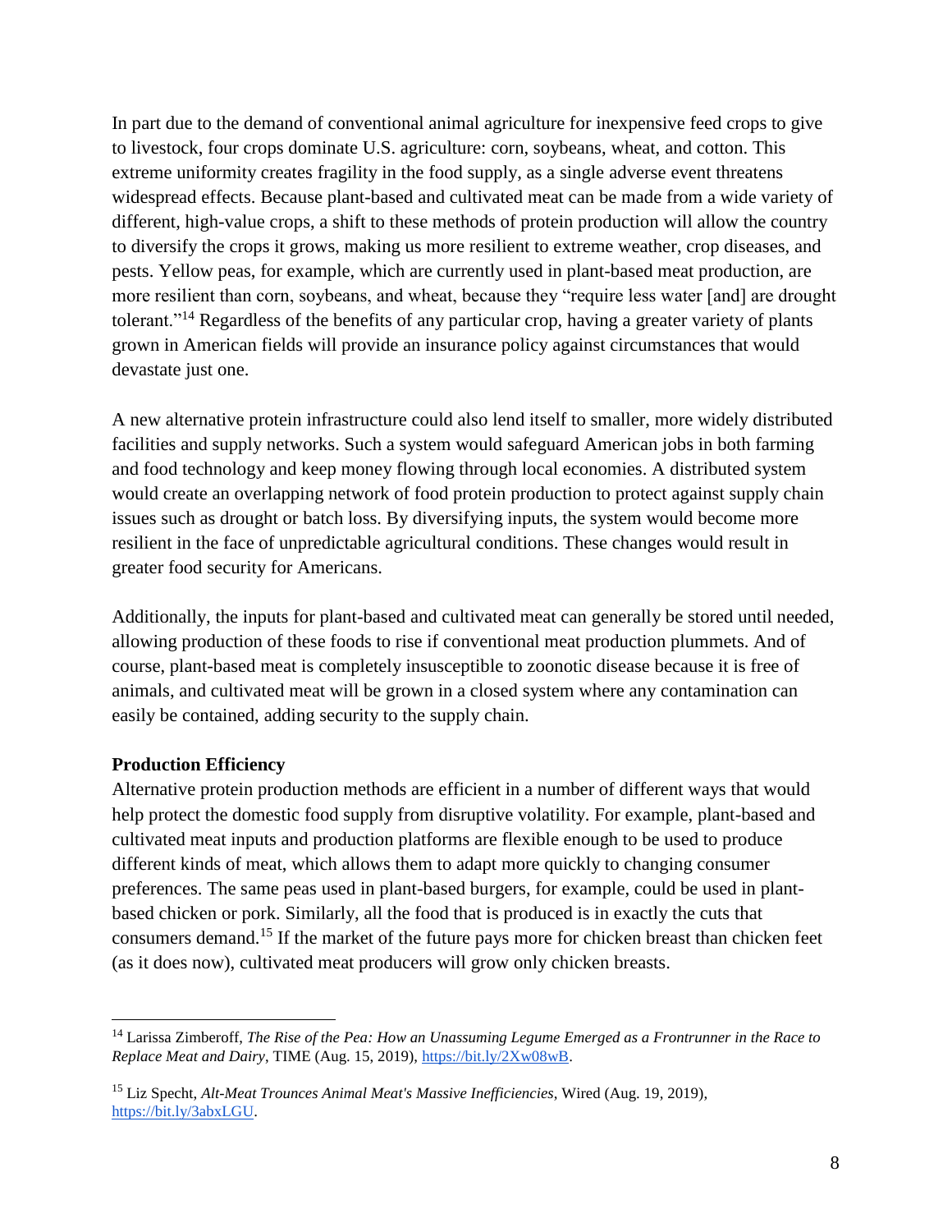In part due to the demand of conventional animal agriculture for inexpensive feed crops to give to livestock, four crops dominate U.S. agriculture: corn, soybeans, wheat, and cotton. This extreme uniformity creates fragility in the food supply, as a single adverse event threatens widespread effects. Because plant-based and cultivated meat can be made from a wide variety of different, high-value crops, a shift to these methods of protein production will allow the country to diversify the crops it grows, making us more resilient to extreme weather, crop diseases, and pests. Yellow peas, for example, which are currently used in plant-based meat production, are more resilient than corn, soybeans, and wheat, because they "require less water [and] are drought tolerant."[14] Regardless of the benefits of any particular crop, having a greater variety of plants grown in American fields will provide an insurance policy against circumstances that would devastate just one.

A new alternative protein infrastructure could also lend itself to smaller, more widely distributed facilities and supply networks. Such a system would safeguard American jobs in both farming and food technology and keep money flowing through local economies. A distributed system would create an overlapping network of food protein production to protect against supply chain issues such as drought or batch loss. By diversifying inputs, the system would become more resilient in the face of unpredictable agricultural conditions. These changes would result in greater food security for Americans.

Additionally, the inputs for plant-based and cultivated meat can generally be stored until needed, allowing production of these foods to rise if conventional meat production plummets. And of course, plant-based meat is completely insusceptible to zoonotic disease because it is free of animals, and cultivated meat will be grown in a closed system where any contamination can easily be contained, adding security to the supply chain.

**Production Efficiency**

Alternative protein production methods are efficient in a number of different ways that would help protect the domestic food supply from disruptive volatility. For example, plant-based and cultivated meat inputs and production platforms are flexible enough to be used to produce different kinds of meat, which allows them to adapt more quickly to changing consumer preferences. The same peas used in plant-based burgers, for example, could be used in plant-based chicken or pork. Similarly, all the food that is produced is in exactly the cuts that consumers demand.[15] If the market of the future pays more for chicken breast than chicken feet (as it does now), cultivated meat producers will grow only chicken breasts.

---

[14] Larissa Zimberoff, *The Rise of the Pea: How an Unassuming Legume Emerged as a Frontrunner in the Race to Replace Meat and Dairy*, TIME (Aug. 15, 2019), https://bit.ly/2Xw08wB.

[15] Liz Specht, *Alt-Meat Trounces Animal Meat's Massive Inefficiencies*, Wired (Aug. 19, 2019), https://bit.ly/3abxLGU.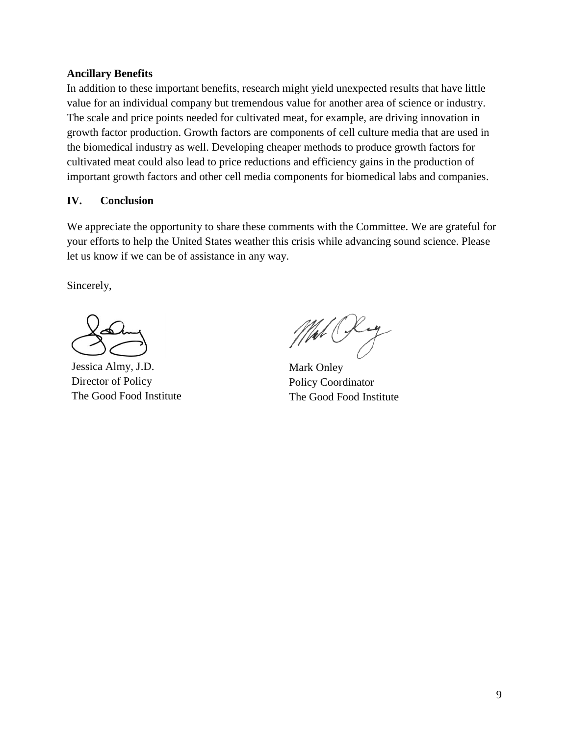**Ancillary Benefits**

In addition to these important benefits, research might yield unexpected results that have little value for an individual company but tremendous value for another area of science or industry. The scale and price points needed for cultivated meat, for example, are driving innovation in growth factor production. Growth factors are components of cell culture media that are used in the biomedical industry as well. Developing cheaper methods to produce growth factors for cultivated meat could also lead to price reductions and efficiency gains in the production of important growth factors and other cell media components for biomedical labs and companies.

## IV. Conclusion

We appreciate the opportunity to share these comments with the Committee. We are grateful for your efforts to help the United States weather this crisis while advancing sound science. Please let us know if we can be of assistance in any way.

Sincerely,

Jessica Almy, J.D.
Director of Policy
The Good Food Institute

Mark Onley
Policy Coordinator
The Good Food Institute